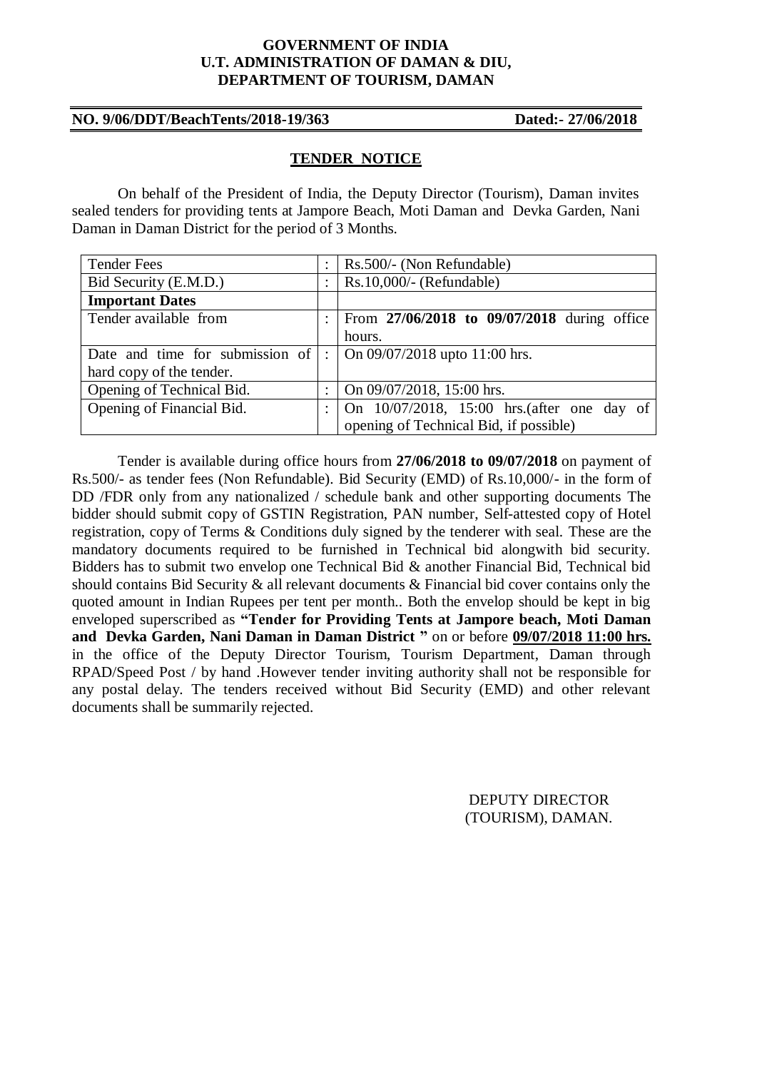**GOVERNMENT OF INDIA**
**U.T. ADMINISTRATION OF DAMAN & DIU,**
**DEPARTMENT OF TOURISM, DAMAN**

**NO. 9/06/DDT/BeachTents/2018-19/363** **Dated:- 27/06/2018**

## TENDER NOTICE

On behalf of the President of India, the Deputy Director (Tourism), Daman invites sealed tenders for providing tents at Jampore Beach, Moti Daman and Devka Garden, Nani Daman in Daman District for the period of 3 Months.

| | | |
|---|---|---|
| Tender Fees | : | Rs.500/- (Non Refundable) |
| Bid Security (E.M.D.) | : | Rs.10,000/- (Refundable) |
| **Important Dates** | | |
| Tender available from | : | From **27/06/2018 to 09/07/2018** during office hours. |
| Date and time for submission of hard copy of the tender. | : | On 09/07/2018 upto 11:00 hrs. |
| Opening of Technical Bid. | : | On 09/07/2018, 15:00 hrs. |
| Opening of Financial Bid. | : | On 10/07/2018, 15:00 hrs.(after one day of opening of Technical Bid, if possible) |

Tender is available during office hours from **27/06/2018 to 09/07/2018** on payment of Rs.500/- as tender fees (Non Refundable). Bid Security (EMD) of Rs.10,000/- in the form of DD /FDR only from any nationalized / schedule bank and other supporting documents The bidder should submit copy of GSTIN Registration, PAN number, Self-attested copy of Hotel registration, copy of Terms & Conditions duly signed by the tenderer with seal. These are the mandatory documents required to be furnished in Technical bid alongwith bid security. Bidders has to submit two envelop one Technical Bid & another Financial Bid, Technical bid should contains Bid Security & all relevant documents & Financial bid cover contains only the quoted amount in Indian Rupees per tent per month.. Both the envelop should be kept in big enveloped superscribed as **"Tender for Providing Tents at Jampore beach, Moti Daman and Devka Garden, Nani Daman in Daman District "** on or before **09/07/2018 11:00 hrs.** in the office of the Deputy Director Tourism, Tourism Department, Daman through RPAD/Speed Post / by hand .However tender inviting authority shall not be responsible for any postal delay. The tenders received without Bid Security (EMD) and other relevant documents shall be summarily rejected.

DEPUTY DIRECTOR
(TOURISM), DAMAN.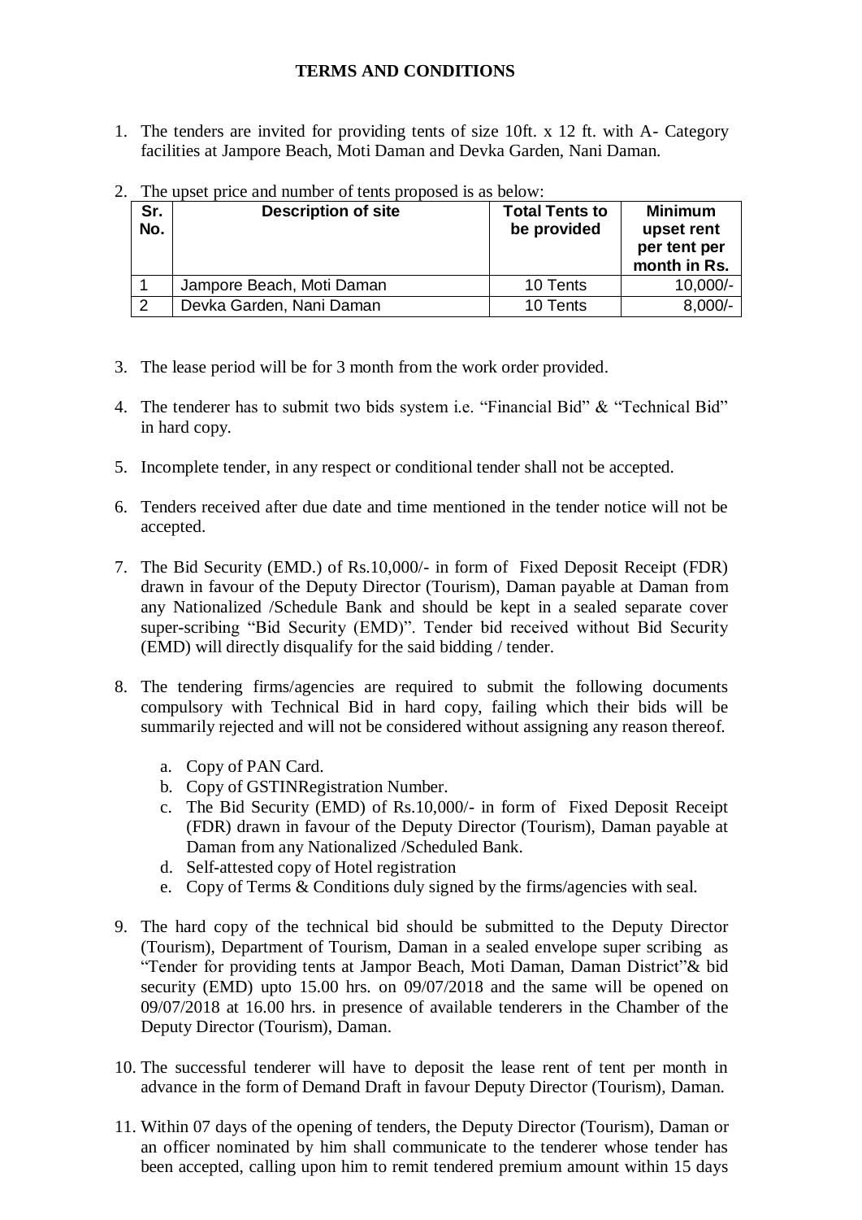**TERMS AND CONDITIONS**

1. The tenders are invited for providing tents of size 10ft. x 12 ft. with A- Category facilities at Jampore Beach, Moti Daman and Devka Garden, Nani Daman.

2. The upset price and number of tents proposed is as below:

| Sr. No. | Description of site | Total Tents to be provided | Minimum upset rent per tent per month in Rs. |
|---|---|---|---|
| 1 | Jampore Beach, Moti Daman | 10 Tents | 10,000/- |
| 2 | Devka Garden, Nani Daman | 10 Tents | 8,000/- |

3. The lease period will be for 3 month from the work order provided.

4. The tenderer has to submit two bids system i.e. "Financial Bid" & "Technical Bid" in hard copy.

5. Incomplete tender, in any respect or conditional tender shall not be accepted.

6. Tenders received after due date and time mentioned in the tender notice will not be accepted.

7. The Bid Security (EMD.) of Rs.10,000/- in form of Fixed Deposit Receipt (FDR) drawn in favour of the Deputy Director (Tourism), Daman payable at Daman from any Nationalized /Schedule Bank and should be kept in a sealed separate cover super-scribing "Bid Security (EMD)". Tender bid received without Bid Security (EMD) will directly disqualify for the said bidding / tender.

8. The tendering firms/agencies are required to submit the following documents compulsory with Technical Bid in hard copy, failing which their bids will be summarily rejected and will not be considered without assigning any reason thereof.

   a. Copy of PAN Card.
   b. Copy of GSTINRegistration Number.
   c. The Bid Security (EMD) of Rs.10,000/- in form of Fixed Deposit Receipt (FDR) drawn in favour of the Deputy Director (Tourism), Daman payable at Daman from any Nationalized /Scheduled Bank.
   d. Self-attested copy of Hotel registration
   e. Copy of Terms & Conditions duly signed by the firms/agencies with seal.

9. The hard copy of the technical bid should be submitted to the Deputy Director (Tourism), Department of Tourism, Daman in a sealed envelope super scribing as "Tender for providing tents at Jampor Beach, Moti Daman, Daman District"& bid security (EMD) upto 15.00 hrs. on 09/07/2018 and the same will be opened on 09/07/2018 at 16.00 hrs. in presence of available tenderers in the Chamber of the Deputy Director (Tourism), Daman.

10. The successful tenderer will have to deposit the lease rent of tent per month in advance in the form of Demand Draft in favour Deputy Director (Tourism), Daman.

11. Within 07 days of the opening of tenders, the Deputy Director (Tourism), Daman or an officer nominated by him shall communicate to the tenderer whose tender has been accepted, calling upon him to remit tendered premium amount within 15 days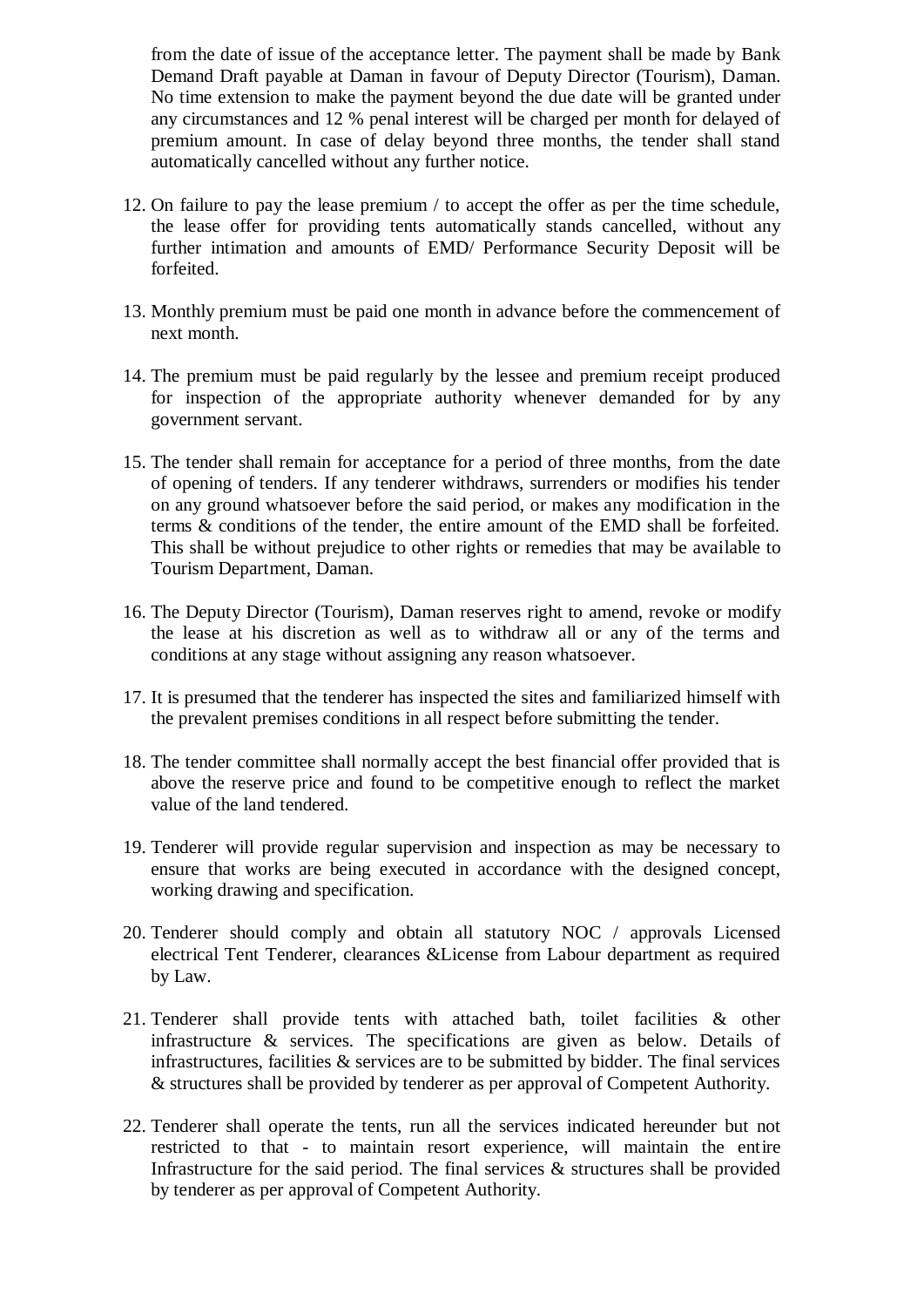from the date of issue of the acceptance letter. The payment shall be made by Bank Demand Draft payable at Daman in favour of Deputy Director (Tourism), Daman. No time extension to make the payment beyond the due date will be granted under any circumstances and 12 % penal interest will be charged per month for delayed of premium amount. In case of delay beyond three months, the tender shall stand automatically cancelled without any further notice.

12. On failure to pay the lease premium / to accept the offer as per the time schedule, the lease offer for providing tents automatically stands cancelled, without any further intimation and amounts of EMD/ Performance Security Deposit will be forfeited.

13. Monthly premium must be paid one month in advance before the commencement of next month.

14. The premium must be paid regularly by the lessee and premium receipt produced for inspection of the appropriate authority whenever demanded for by any government servant.

15. The tender shall remain for acceptance for a period of three months, from the date of opening of tenders. If any tenderer withdraws, surrenders or modifies his tender on any ground whatsoever before the said period, or makes any modification in the terms & conditions of the tender, the entire amount of the EMD shall be forfeited. This shall be without prejudice to other rights or remedies that may be available to Tourism Department, Daman.

16. The Deputy Director (Tourism), Daman reserves right to amend, revoke or modify the lease at his discretion as well as to withdraw all or any of the terms and conditions at any stage without assigning any reason whatsoever.

17. It is presumed that the tenderer has inspected the sites and familiarized himself with the prevalent premises conditions in all respect before submitting the tender.

18. The tender committee shall normally accept the best financial offer provided that is above the reserve price and found to be competitive enough to reflect the market value of the land tendered.

19. Tenderer will provide regular supervision and inspection as may be necessary to ensure that works are being executed in accordance with the designed concept, working drawing and specification.

20. Tenderer should comply and obtain all statutory NOC / approvals Licensed electrical Tent Tenderer, clearances &License from Labour department as required by Law.

21. Tenderer shall provide tents with attached bath, toilet facilities & other infrastructure & services. The specifications are given as below. Details of infrastructures, facilities & services are to be submitted by bidder. The final services & structures shall be provided by tenderer as per approval of Competent Authority.

22. Tenderer shall operate the tents, run all the services indicated hereunder but not restricted to that - to maintain resort experience, will maintain the entire Infrastructure for the said period. The final services & structures shall be provided by tenderer as per approval of Competent Authority.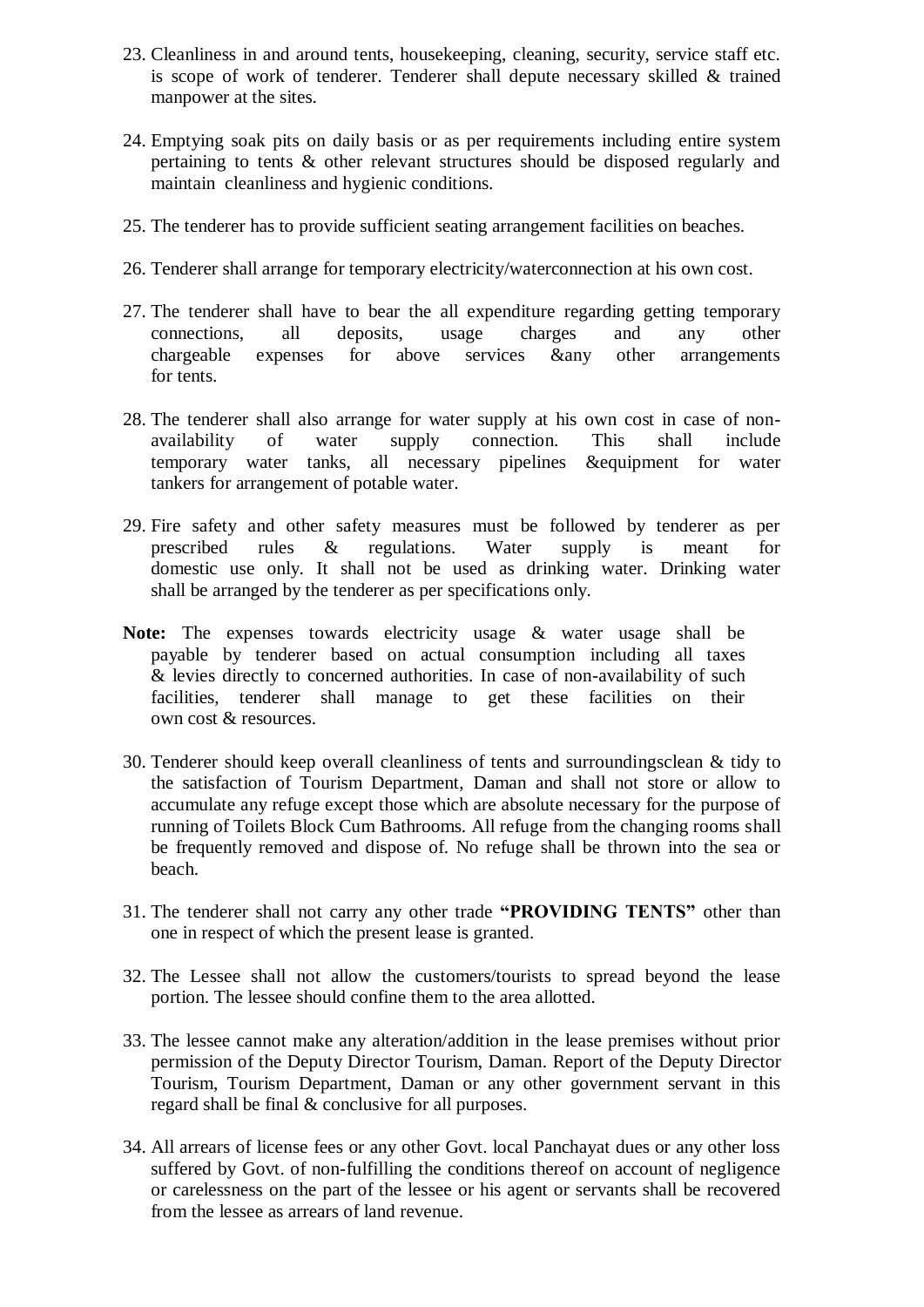23. Cleanliness in and around tents, housekeeping, cleaning, security, service staff etc. is scope of work of tenderer. Tenderer shall depute necessary skilled & trained manpower at the sites.

24. Emptying soak pits on daily basis or as per requirements including entire system pertaining to tents & other relevant structures should be disposed regularly and maintain cleanliness and hygienic conditions.

25. The tenderer has to provide sufficient seating arrangement facilities on beaches.

26. Tenderer shall arrange for temporary electricity/waterconnection at his own cost.

27. The tenderer shall have to bear the all expenditure regarding getting temporary connections, all deposits, usage charges and any other chargeable expenses for above services &any other arrangements for tents.

28. The tenderer shall also arrange for water supply at his own cost in case of non-availability of water supply connection. This shall include temporary water tanks, all necessary pipelines &equipment for water tankers for arrangement of potable water.

29. Fire safety and other safety measures must be followed by tenderer as per prescribed rules & regulations. Water supply is meant for domestic use only. It shall not be used as drinking water. Drinking water shall be arranged by the tenderer as per specifications only.

**Note:** The expenses towards electricity usage & water usage shall be payable by tenderer based on actual consumption including all taxes & levies directly to concerned authorities. In case of non-availability of such facilities, tenderer shall manage to get these facilities on their own cost & resources.

30. Tenderer should keep overall cleanliness of tents and surroundingsclean & tidy to the satisfaction of Tourism Department, Daman and shall not store or allow to accumulate any refuge except those which are absolute necessary for the purpose of running of Toilets Block Cum Bathrooms. All refuge from the changing rooms shall be frequently removed and dispose of. No refuge shall be thrown into the sea or beach.

31. The tenderer shall not carry any other trade **"PROVIDING TENTS"** other than one in respect of which the present lease is granted.

32. The Lessee shall not allow the customers/tourists to spread beyond the lease portion. The lessee should confine them to the area allotted.

33. The lessee cannot make any alteration/addition in the lease premises without prior permission of the Deputy Director Tourism, Daman. Report of the Deputy Director Tourism, Tourism Department, Daman or any other government servant in this regard shall be final & conclusive for all purposes.

34. All arrears of license fees or any other Govt. local Panchayat dues or any other loss suffered by Govt. of non-fulfilling the conditions thereof on account of negligence or carelessness on the part of the lessee or his agent or servants shall be recovered from the lessee as arrears of land revenue.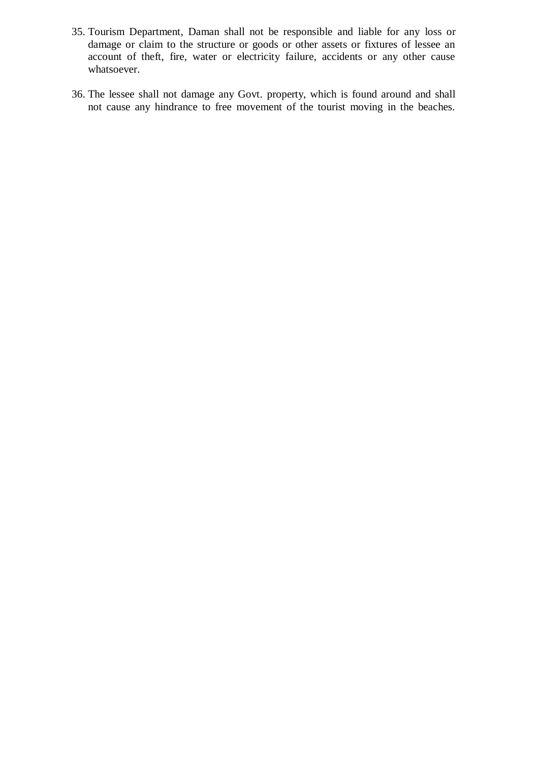35. Tourism Department, Daman shall not be responsible and liable for any loss or damage or claim to the structure or goods or other assets or fixtures of lessee an account of theft, fire, water or electricity failure, accidents or any other cause whatsoever.

36. The lessee shall not damage any Govt. property, which is found around and shall not cause any hindrance to free movement of the tourist moving in the beaches.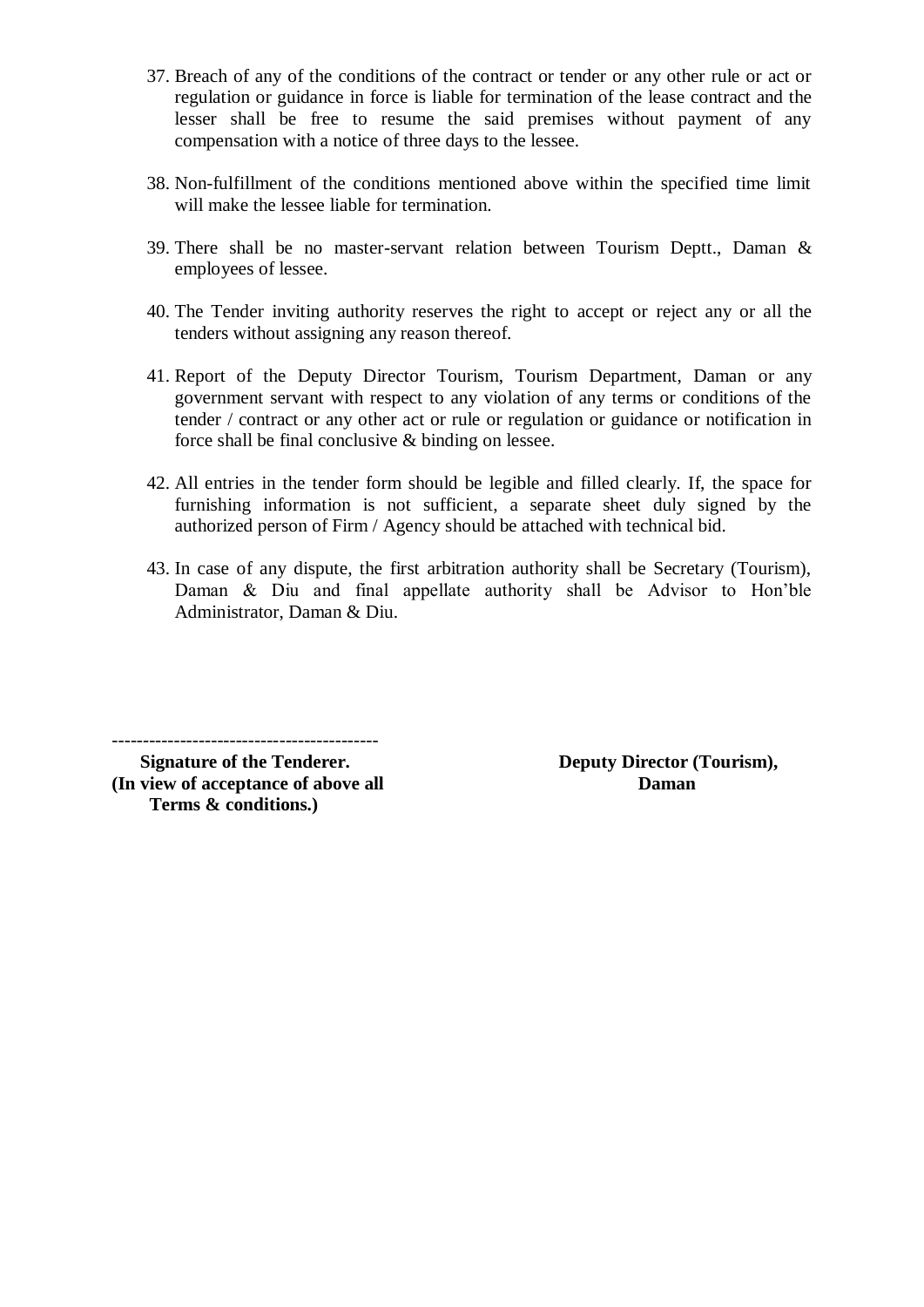37. Breach of any of the conditions of the contract or tender or any other rule or act or regulation or guidance in force is liable for termination of the lease contract and the lesser shall be free to resume the said premises without payment of any compensation with a notice of three days to the lessee.

38. Non-fulfillment of the conditions mentioned above within the specified time limit will make the lessee liable for termination.

39. There shall be no master-servant relation between Tourism Deptt., Daman & employees of lessee.

40. The Tender inviting authority reserves the right to accept or reject any or all the tenders without assigning any reason thereof.

41. Report of the Deputy Director Tourism, Tourism Department, Daman or any government servant with respect to any violation of any terms or conditions of the tender / contract or any other act or rule or regulation or guidance or notification in force shall be final conclusive & binding on lessee.

42. All entries in the tender form should be legible and filled clearly. If, the space for furnishing information is not sufficient, a separate sheet duly signed by the authorized person of Firm / Agency should be attached with technical bid.

43. In case of any dispute, the first arbitration authority shall be Secretary (Tourism), Daman & Diu and final appellate authority shall be Advisor to Hon'ble Administrator, Daman & Diu.

------------------------------------------

**Signature of the Tenderer.**
**(In view of acceptance of above all Terms & conditions.)**

**Deputy Director (Tourism),**
**Daman**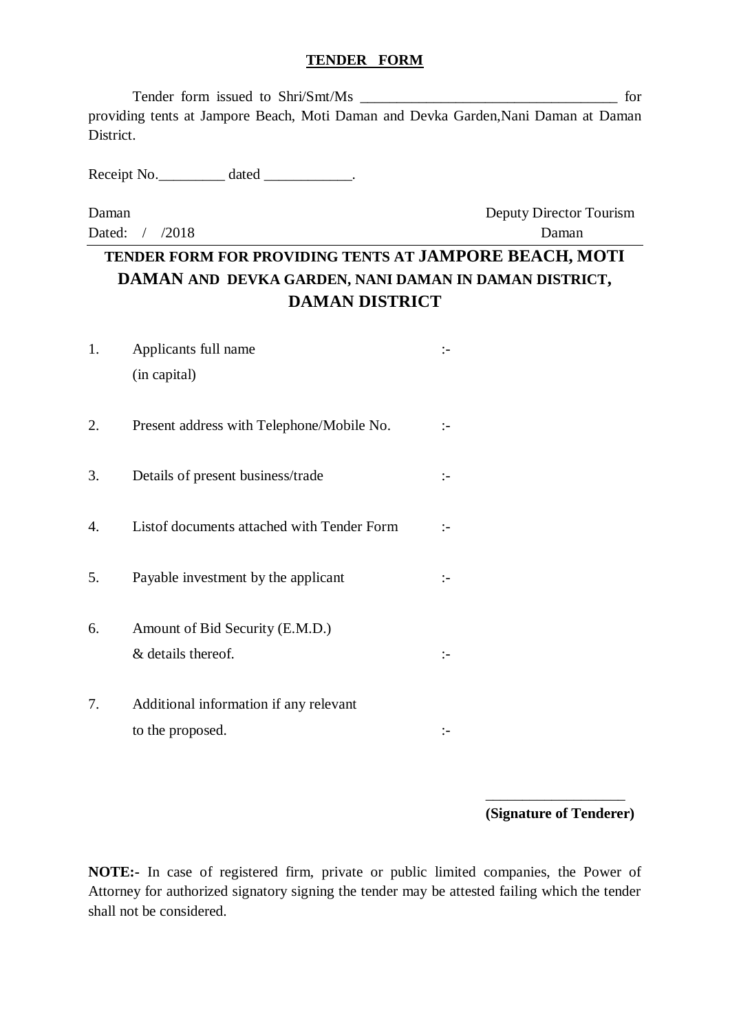**TENDER FORM**

Tender form issued to Shri/Smt/Ms ___________________________________ for providing tents at Jampore Beach, Moti Daman and Devka Garden,Nani Daman at Daman District.

Receipt No._________ dated ____________.

Daman
Dated: / /2018

Deputy Director Tourism
Daman

---

## TENDER FORM FOR PROVIDING TENTS AT JAMPORE BEACH, MOTI DAMAN AND DEVKA GARDEN, NANI DAMAN IN DAMAN DISTRICT, DAMAN DISTRICT

1. Applicants full name (in capital) :-

2. Present address with Telephone/Mobile No. :-

3. Details of present business/trade :-

4. Listof documents attached with Tender Form :-

5. Payable investment by the applicant :-

6. Amount of Bid Security (E.M.D.) & details thereof. :-

7. Additional information if any relevant to the proposed. :-

___________________
**(Signature of Tenderer)**

**NOTE:-** In case of registered firm, private or public limited companies, the Power of Attorney for authorized signatory signing the tender may be attested failing which the tender shall not be considered.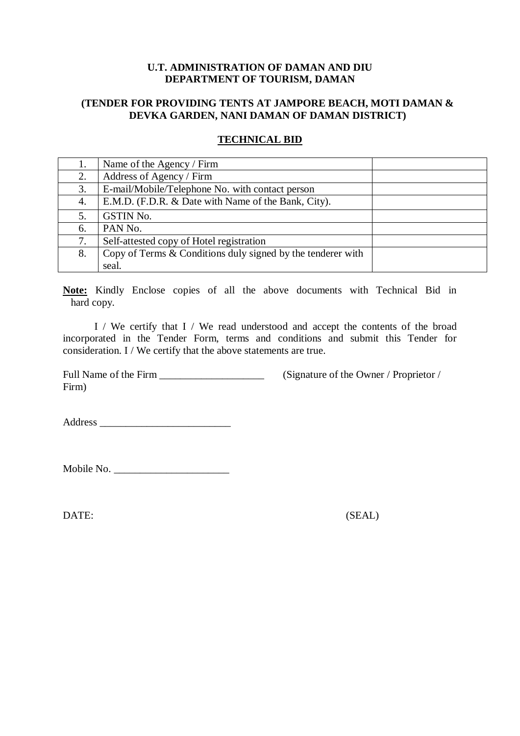**U.T. ADMINISTRATION OF DAMAN AND DIU**
**DEPARTMENT OF TOURISM, DAMAN**

**(TENDER FOR PROVIDING TENTS AT JAMPORE BEACH, MOTI DAMAN & DEVKA GARDEN, NANI DAMAN OF DAMAN DISTRICT)**

**TECHNICAL BID**

| | | |
|---|---|---|
| 1. | Name of the Agency / Firm | |
| 2. | Address of Agency / Firm | |
| 3. | E-mail/Mobile/Telephone No. with contact person | |
| 4. | E.M.D. (F.D.R. & Date with Name of the Bank, City). | |
| 5. | GSTIN No. | |
| 6. | PAN No. | |
| 7. | Self-attested copy of Hotel registration | |
| 8. | Copy of Terms & Conditions duly signed by the tenderer with seal. | |

**Note:** Kindly Enclose copies of all the above documents with Technical Bid in hard copy.

I / We certify that I / We read understood and accept the contents of the broad incorporated in the Tender Form, terms and conditions and submit this Tender for consideration. I / We certify that the above statements are true.

Full Name of the Firm ____________________ (Signature of the Owner / Proprietor / Firm)

Address _________________________

Mobile No. ______________________

DATE: (SEAL)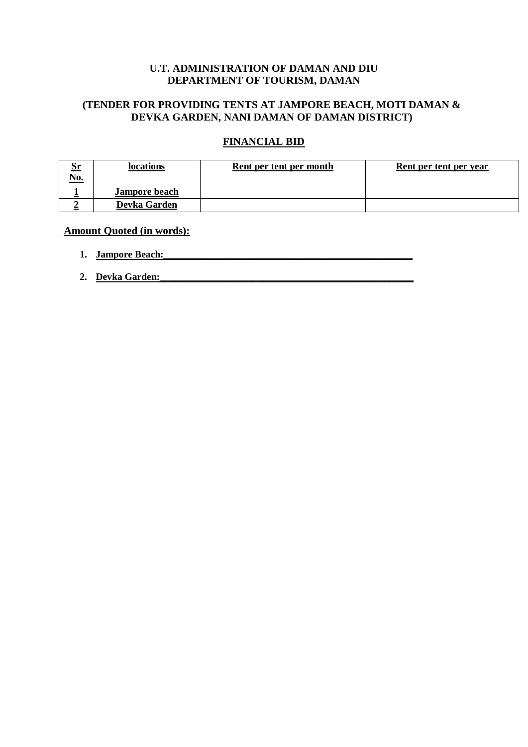**U.T. ADMINISTRATION OF DAMAN AND DIU**
**DEPARTMENT OF TOURISM, DAMAN**

**(TENDER FOR PROVIDING TENTS AT JAMPORE BEACH, MOTI DAMAN & DEVKA GARDEN, NANI DAMAN OF DAMAN DISTRICT)**

## FINANCIAL BID

| Sr No. | locations | Rent per tent per month | Rent per tent per year |
|---|---|---|---|
| 1 | Jampore beach | | |
| 2 | Devka Garden | | |

**Amount Quoted (in words):**

1. **Jampore Beach:**_______________________________________________
2. **Devka Garden:**_______________________________________________